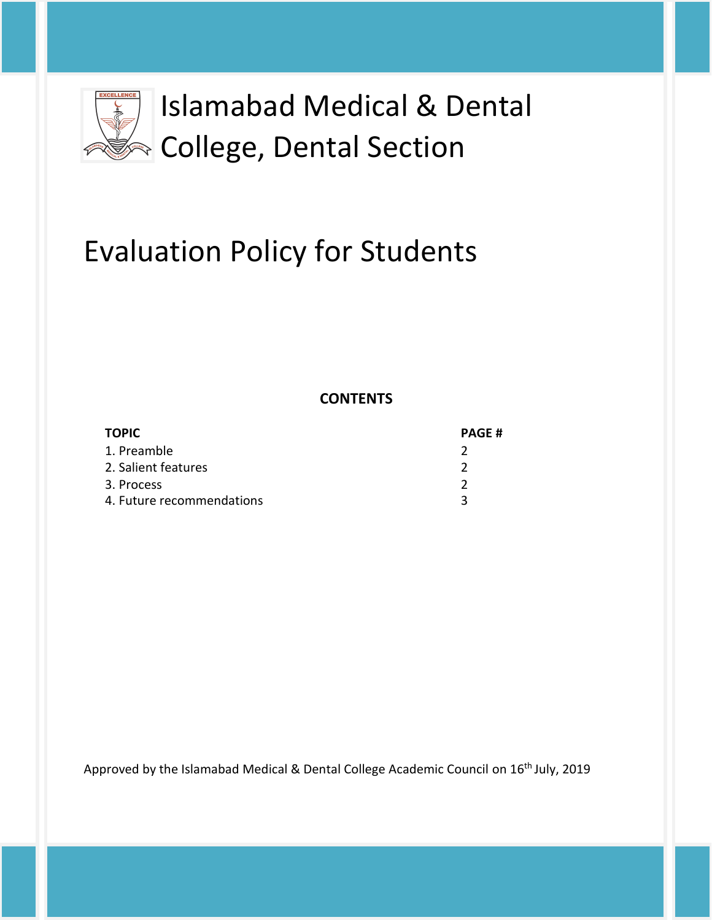# Islamabad Medical & Dental College, Dental Section

# Evaluation Policy for Students

**CONTENTS**

| **TOPIC** | **PAGE #** |
| --- | --- |
| 1. Preamble | 2 |
| 2. Salient features | 2 |
| 3. Process | 2 |
| 4. Future recommendations | 3 |

Approved by the Islamabad Medical & Dental College Academic Council on 16th July, 2019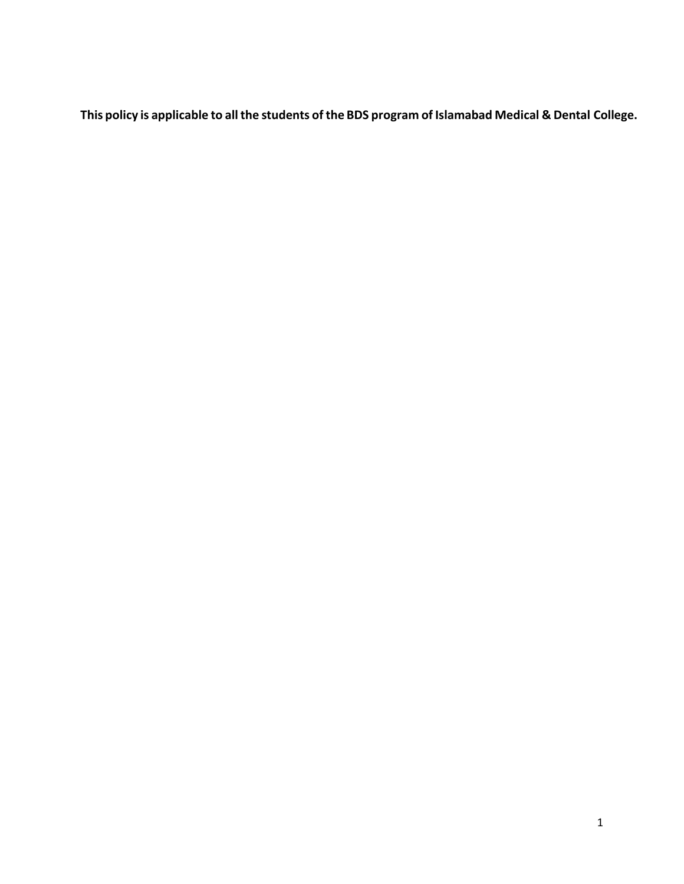**This policy is applicable to all the students of the BDS program of Islamabad Medical & Dental College.**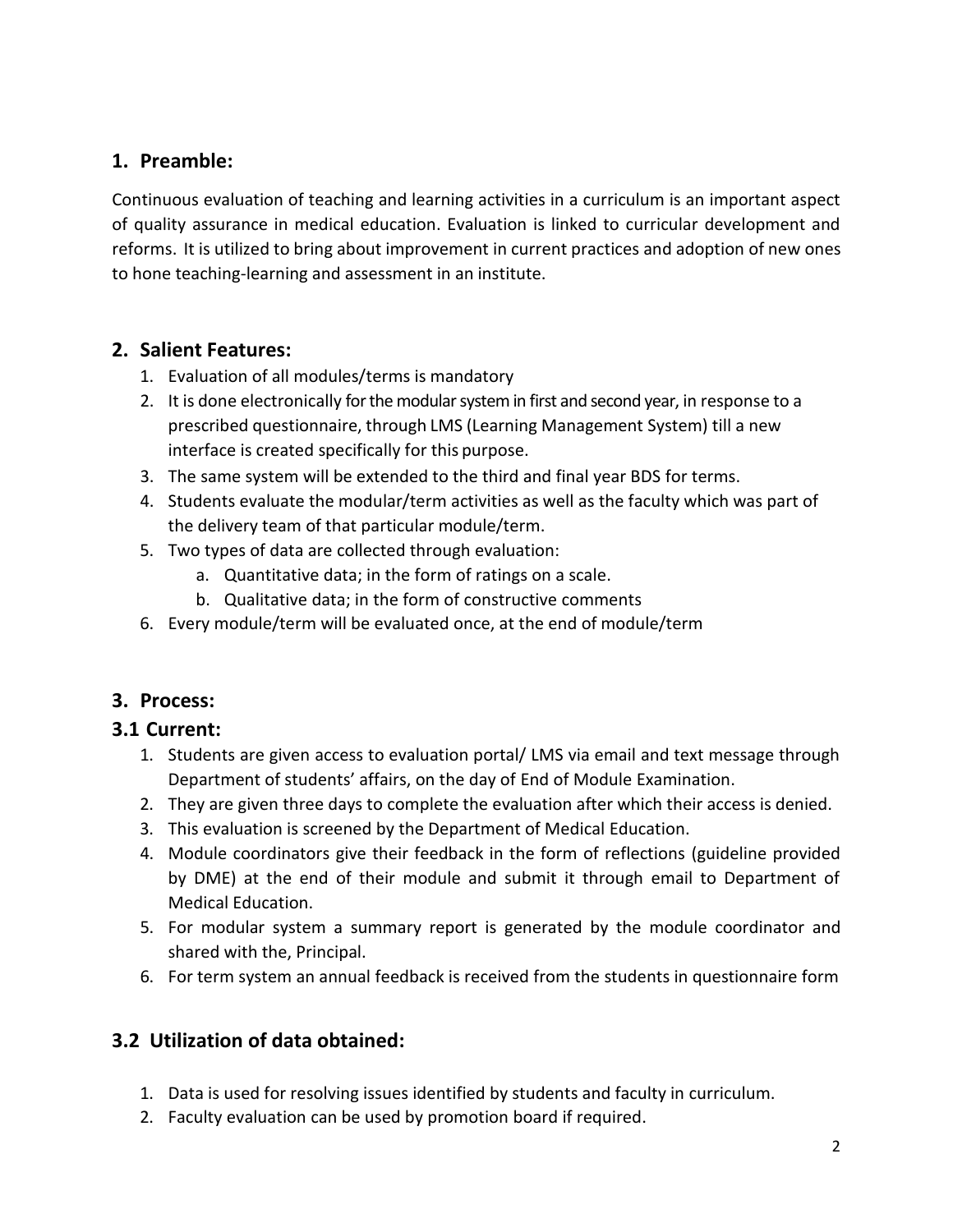## 1. Preamble:

Continuous evaluation of teaching and learning activities in a curriculum is an important aspect of quality assurance in medical education. Evaluation is linked to curricular development and reforms. It is utilized to bring about improvement in current practices and adoption of new ones to hone teaching-learning and assessment in an institute.

## 2. Salient Features:

1. Evaluation of all modules/terms is mandatory
2. It is done electronically for the modular system in first and second year, in response to a prescribed questionnaire, through LMS (Learning Management System) till a new interface is created specifically for this purpose.
3. The same system will be extended to the third and final year BDS for terms.
4. Students evaluate the modular/term activities as well as the faculty which was part of the delivery team of that particular module/term.
5. Two types of data are collected through evaluation:
    a. Quantitative data; in the form of ratings on a scale.
    b. Qualitative data; in the form of constructive comments
6. Every module/term will be evaluated once, at the end of module/term

## 3. Process:

### 3.1 Current:

1. Students are given access to evaluation portal/ LMS via email and text message through Department of students' affairs, on the day of End of Module Examination.
2. They are given three days to complete the evaluation after which their access is denied.
3. This evaluation is screened by the Department of Medical Education.
4. Module coordinators give their feedback in the form of reflections (guideline provided by DME) at the end of their module and submit it through email to Department of Medical Education.
5. For modular system a summary report is generated by the module coordinator and shared with the, Principal.
6. For term system an annual feedback is received from the students in questionnaire form

### 3.2 Utilization of data obtained:

1. Data is used for resolving issues identified by students and faculty in curriculum.
2. Faculty evaluation can be used by promotion board if required.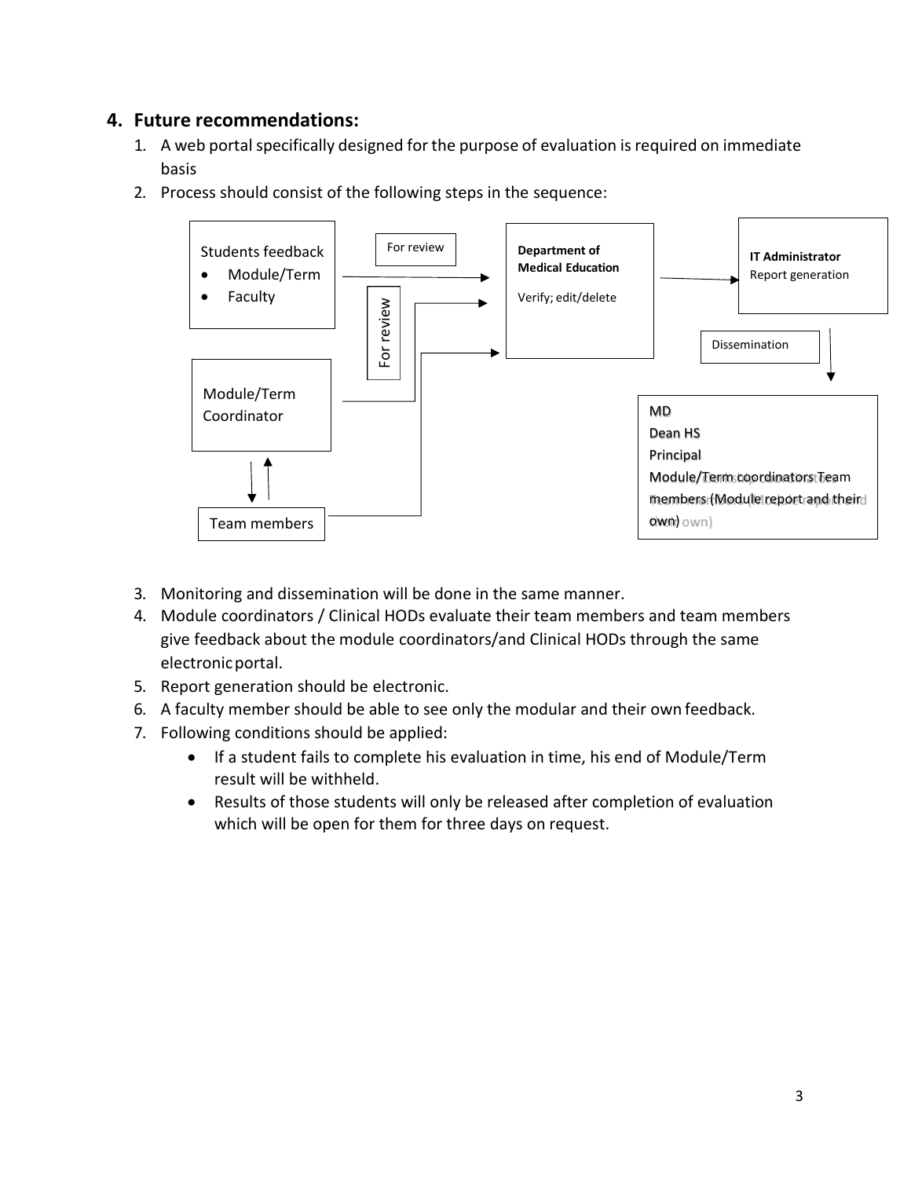## 4. Future recommendations:

1. A web portal specifically designed for the purpose of evaluation is required on immediate basis
2. Process should consist of the following steps in the sequence:

Students feedback
- Module/Term
- Faculty

For review

For review

Module/Term Coordinator

Team members

**Department of Medical Education**
Verify; edit/delete

**IT Administrator**
Report generation

Dissemination

MD
Dean HS
Principal
Module/Term coordinators Team members (Module report and their own)

3. Monitoring and dissemination will be done in the same manner.
4. Module coordinators / Clinical HODs evaluate their team members and team members give feedback about the module coordinators/and Clinical HODs through the same electronic portal.
5. Report generation should be electronic.
6. A faculty member should be able to see only the modular and their own feedback.
7. Following conditions should be applied:
   - If a student fails to complete his evaluation in time, his end of Module/Term result will be withheld.
   - Results of those students will only be released after completion of evaluation which will be open for them for three days on request.